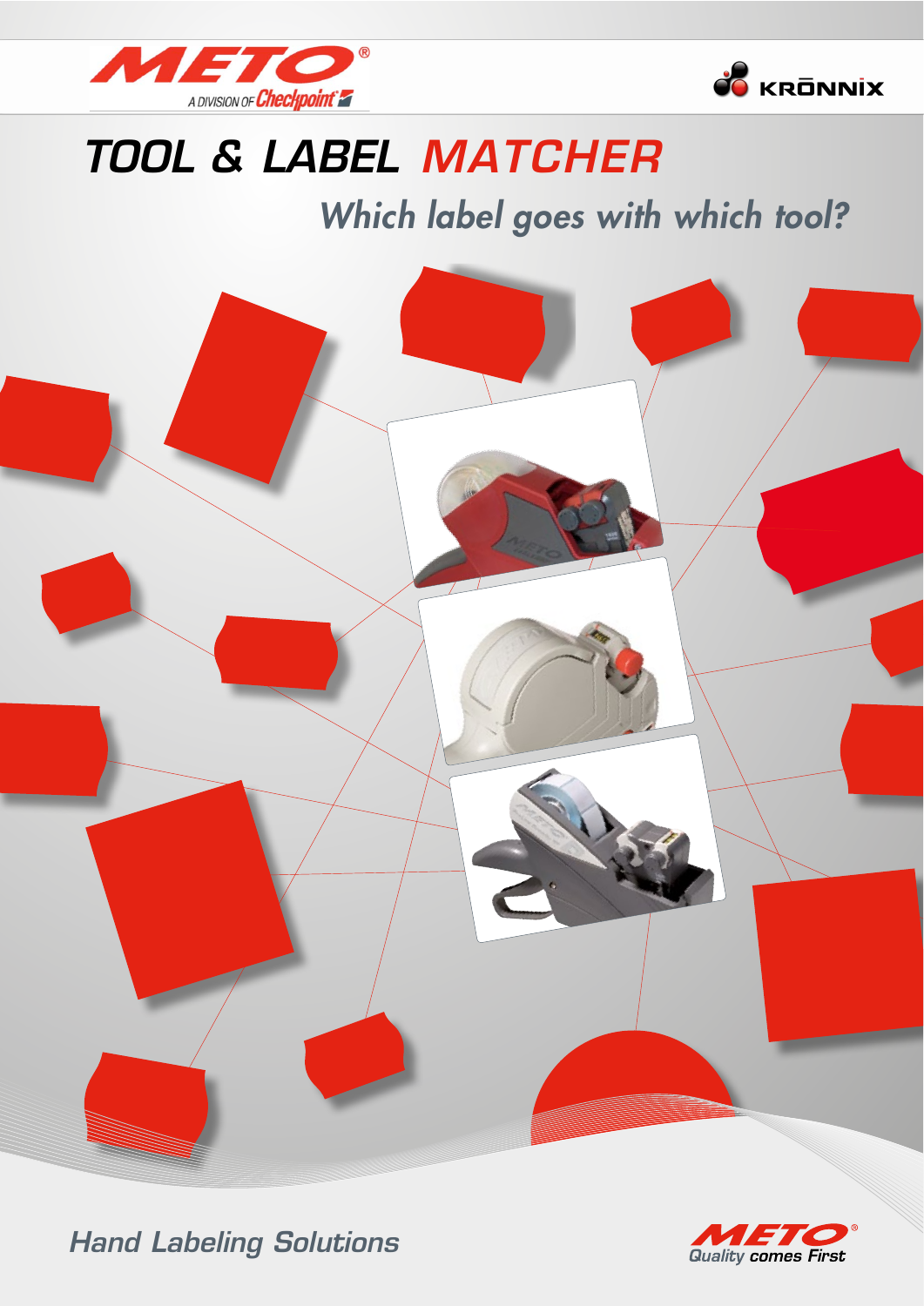METO® A DIVISION OF Checkpoint

KRŌNNIX

# TOOL & LABEL MATCHER

## *Which label goes with which tool?*

*Hand Labeling Solutions*

METO® *Quality comes First*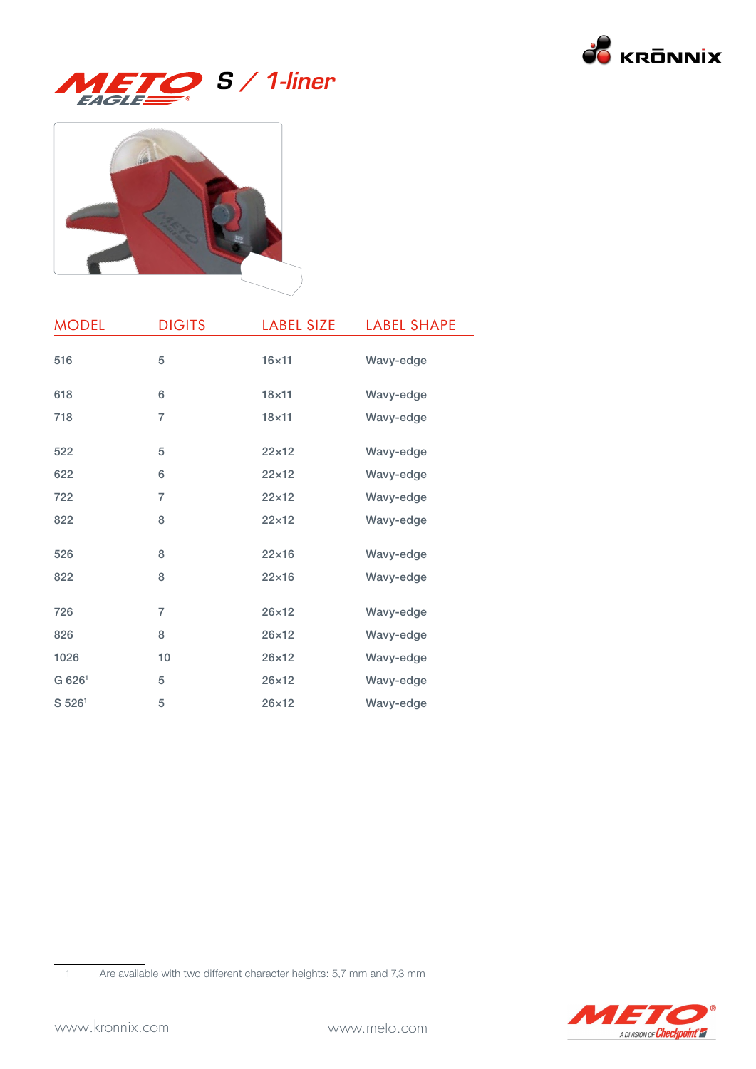# METO EAGLE S / 1-liner

| MODEL | DIGITS | LABEL SIZE | LABEL SHAPE |
|---|---|---|---|
| 516 | 5 | 16×11 | Wavy-edge |
| 618 | 6 | 18×11 | Wavy-edge |
| 718 | 7 | 18×11 | Wavy-edge |
| 522 | 5 | 22×12 | Wavy-edge |
| 622 | 6 | 22×12 | Wavy-edge |
| 722 | 7 | 22×12 | Wavy-edge |
| 822 | 8 | 22×12 | Wavy-edge |
| 526 | 8 | 22×16 | Wavy-edge |
| 822 | 8 | 22×16 | Wavy-edge |
| 726 | 7 | 26×12 | Wavy-edge |
| 826 | 8 | 26×12 | Wavy-edge |
| 1026 | 10 | 26×12 | Wavy-edge |
| G 626[1] | 5 | 26×12 | Wavy-edge |
| S 526[1] | 5 | 26×12 | Wavy-edge |

1 Are available with two different character heights: 5,7 mm and 7,3 mm

www.kronnix.com www.meto.com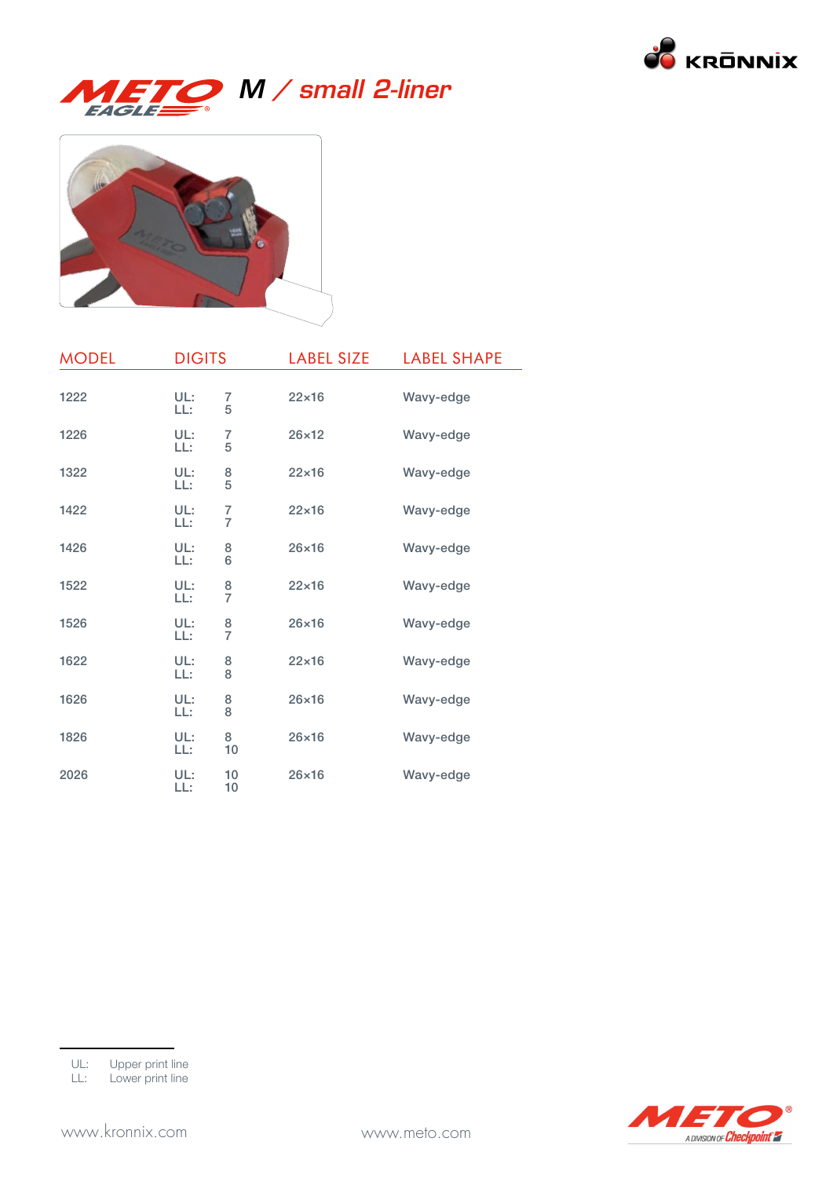# METO EAGLE M / small 2-liner

| MODEL | DIGITS | LABEL SIZE | LABEL SHAPE |
|---|---|---|---|
| 1222 | UL: 7<br>LL: 5 | 22×16 | Wavy-edge |
| 1226 | UL: 7<br>LL: 5 | 26×12 | Wavy-edge |
| 1322 | UL: 8<br>LL: 5 | 22×16 | Wavy-edge |
| 1422 | UL: 7<br>LL: 7 | 22×16 | Wavy-edge |
| 1426 | UL: 8<br>LL: 6 | 26×16 | Wavy-edge |
| 1522 | UL: 8<br>LL: 7 | 22×16 | Wavy-edge |
| 1526 | UL: 8<br>LL: 7 | 26×16 | Wavy-edge |
| 1622 | UL: 8<br>LL: 8 | 22×16 | Wavy-edge |
| 1626 | UL: 8<br>LL: 8 | 26×16 | Wavy-edge |
| 1826 | UL: 8<br>LL: 10 | 26×16 | Wavy-edge |
| 2026 | UL: 10<br>LL: 10 | 26×16 | Wavy-edge |

UL: Upper print line
LL: Lower print line

www.kronnix.com www.meto.com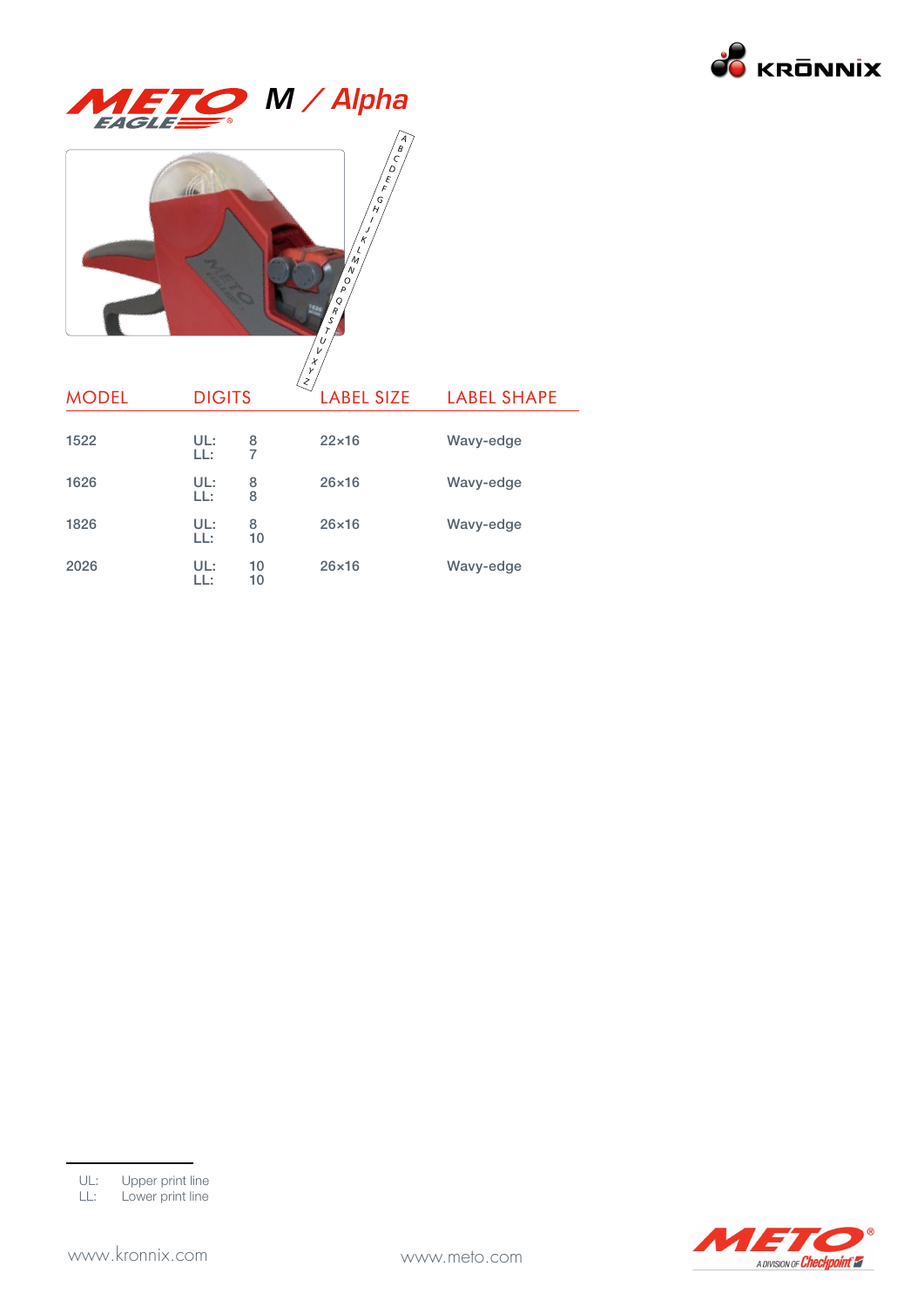# METO EAGLE M / Alpha

| MODEL | DIGITS | LABEL SIZE | LABEL SHAPE |
|---|---|---|---|
| 1522 | UL: 8<br>LL: 7 | 22×16 | Wavy-edge |
| 1626 | UL: 8<br>LL: 8 | 26×16 | Wavy-edge |
| 1826 | UL: 8<br>LL: 10 | 26×16 | Wavy-edge |
| 2026 | UL: 10<br>LL: 10 | 26×16 | Wavy-edge |

UL: Upper print line
LL: Lower print line

www.kronnix.com

www.meto.com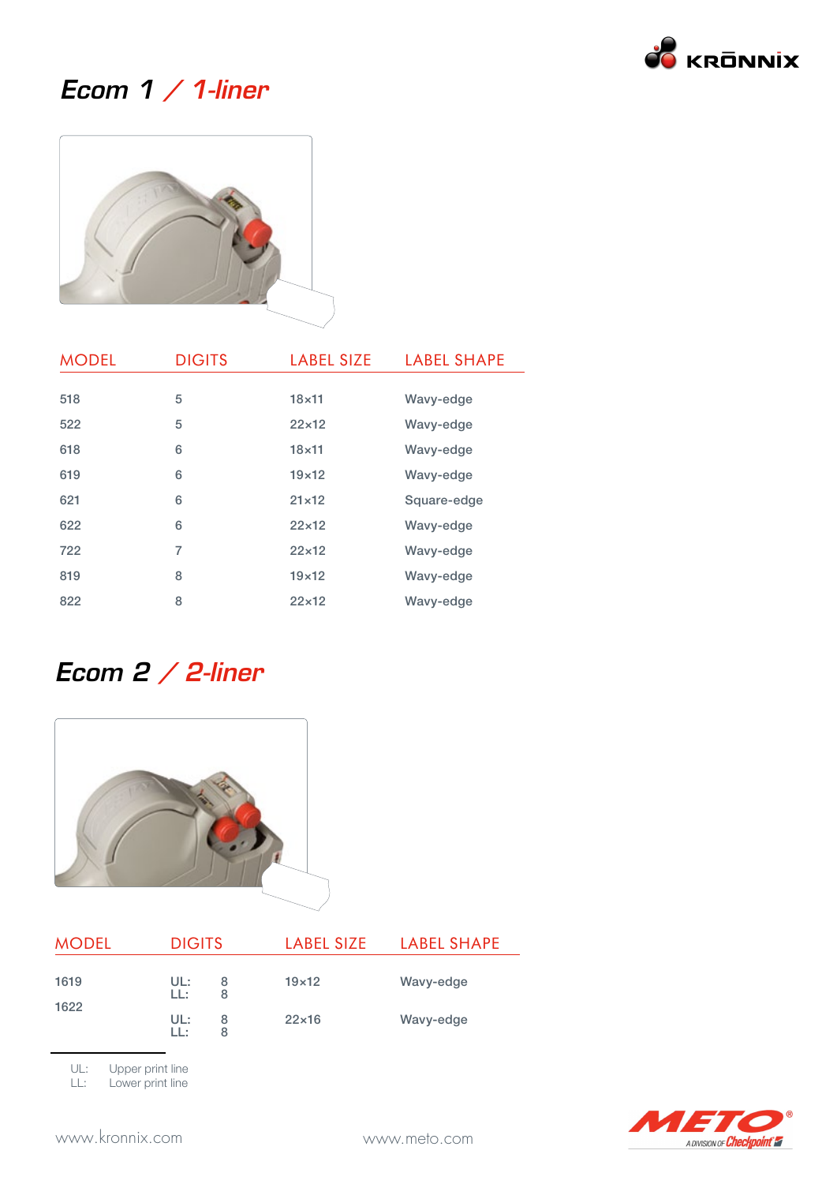## Ecom 1 / 1-liner

| MODEL | DIGITS | LABEL SIZE | LABEL SHAPE |
|---|---|---|---|
| 518 | 5 | 18×11 | Wavy-edge |
| 522 | 5 | 22×12 | Wavy-edge |
| 618 | 6 | 18×11 | Wavy-edge |
| 619 | 6 | 19×12 | Wavy-edge |
| 621 | 6 | 21×12 | Square-edge |
| 622 | 6 | 22×12 | Wavy-edge |
| 722 | 7 | 22×12 | Wavy-edge |
| 819 | 8 | 19×12 | Wavy-edge |
| 822 | 8 | 22×12 | Wavy-edge |

## Ecom 2 / 2-liner

| MODEL | DIGITS | LABEL SIZE | LABEL SHAPE |
|---|---|---|---|
| 1619 | UL: 8<br>LL: 8 | 19×12 | Wavy-edge |
| 1622 | UL: 8<br>LL: 8 | 22×16 | Wavy-edge |

UL: Upper print line
LL: Lower print line

www.kronnix.com

www.meto.com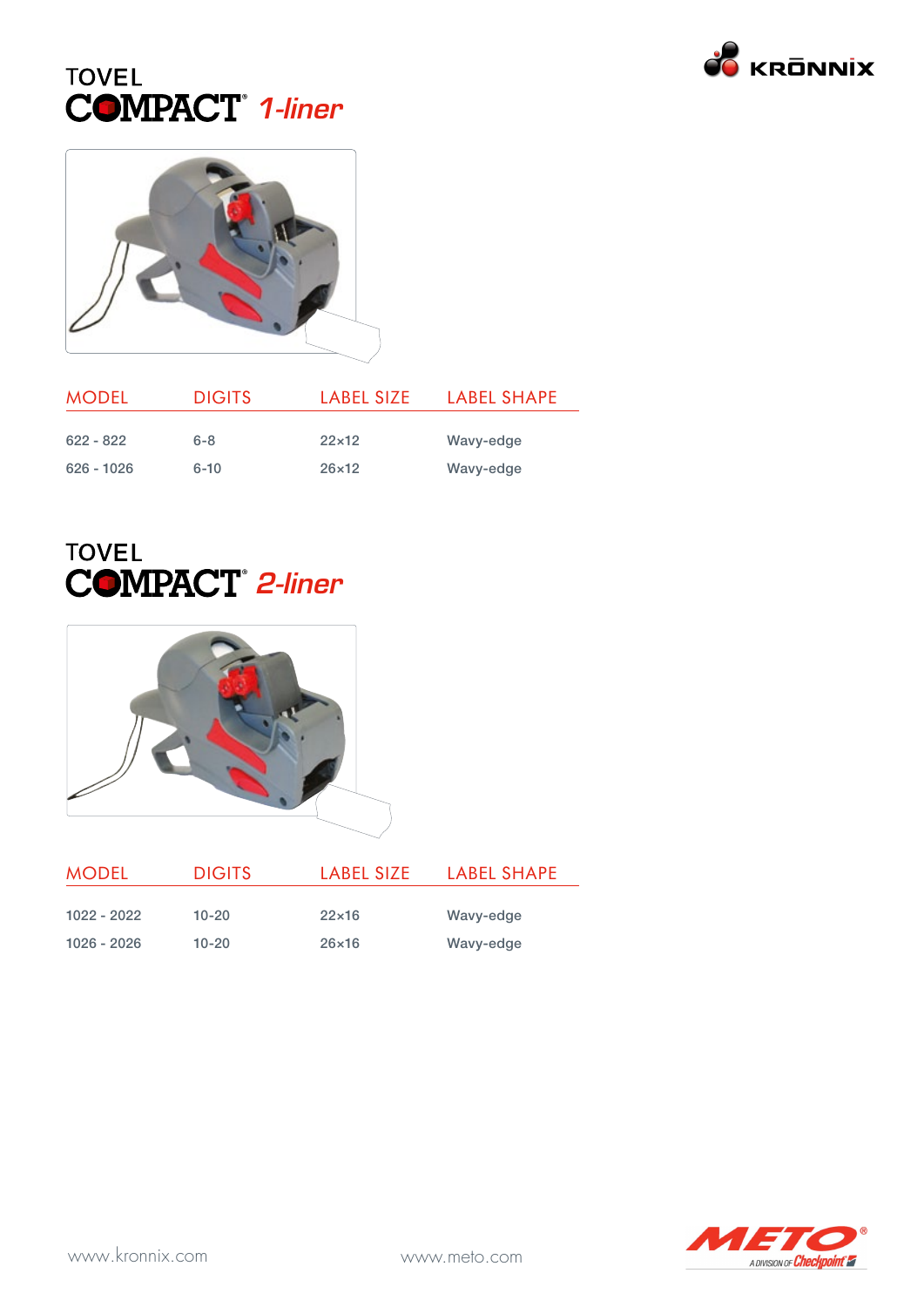# TOVEL COMPACT® *1-liner*

| MODEL | DIGITS | LABEL SIZE | LABEL SHAPE |
|---|---|---|---|
| 622 - 822 | 6-8 | 22x12 | Wavy-edge |
| 626 - 1026 | 6-10 | 26x12 | Wavy-edge |

# TOVEL COMPACT® *2-liner*

| MODEL | DIGITS | LABEL SIZE | LABEL SHAPE |
|---|---|---|---|
| 1022 - 2022 | 10-20 | 22x16 | Wavy-edge |
| 1026 - 2026 | 10-20 | 26x16 | Wavy-edge |

www.kronnix.com

www.meto.com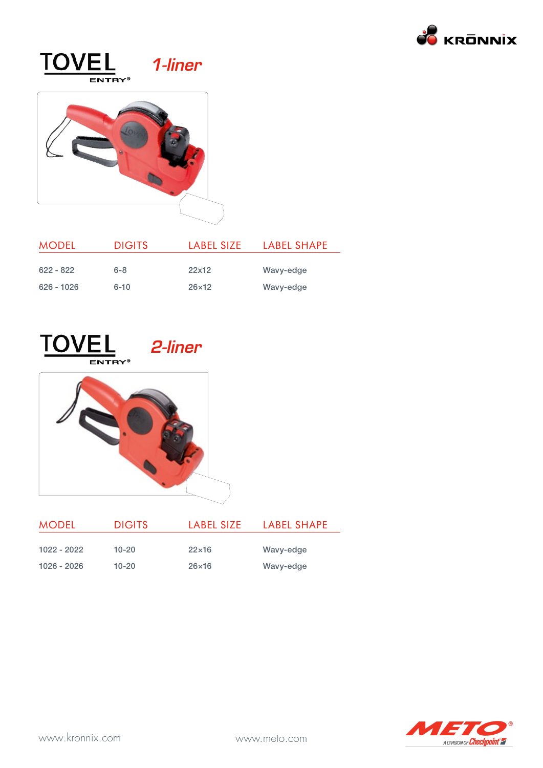# TOVEL ENTRY® 1-liner

| MODEL | DIGITS | LABEL SIZE | LABEL SHAPE |
|---|---|---|---|
| 622 - 822 | 6-8 | 22x12 | Wavy-edge |
| 626 - 1026 | 6-10 | 26x12 | Wavy-edge |

# TOVEL ENTRY® 2-liner

| MODEL | DIGITS | LABEL SIZE | LABEL SHAPE |
|---|---|---|---|
| 1022 - 2022 | 10-20 | 22x16 | Wavy-edge |
| 1026 - 2026 | 10-20 | 26x16 | Wavy-edge |

www.kronnix.com www.meto.com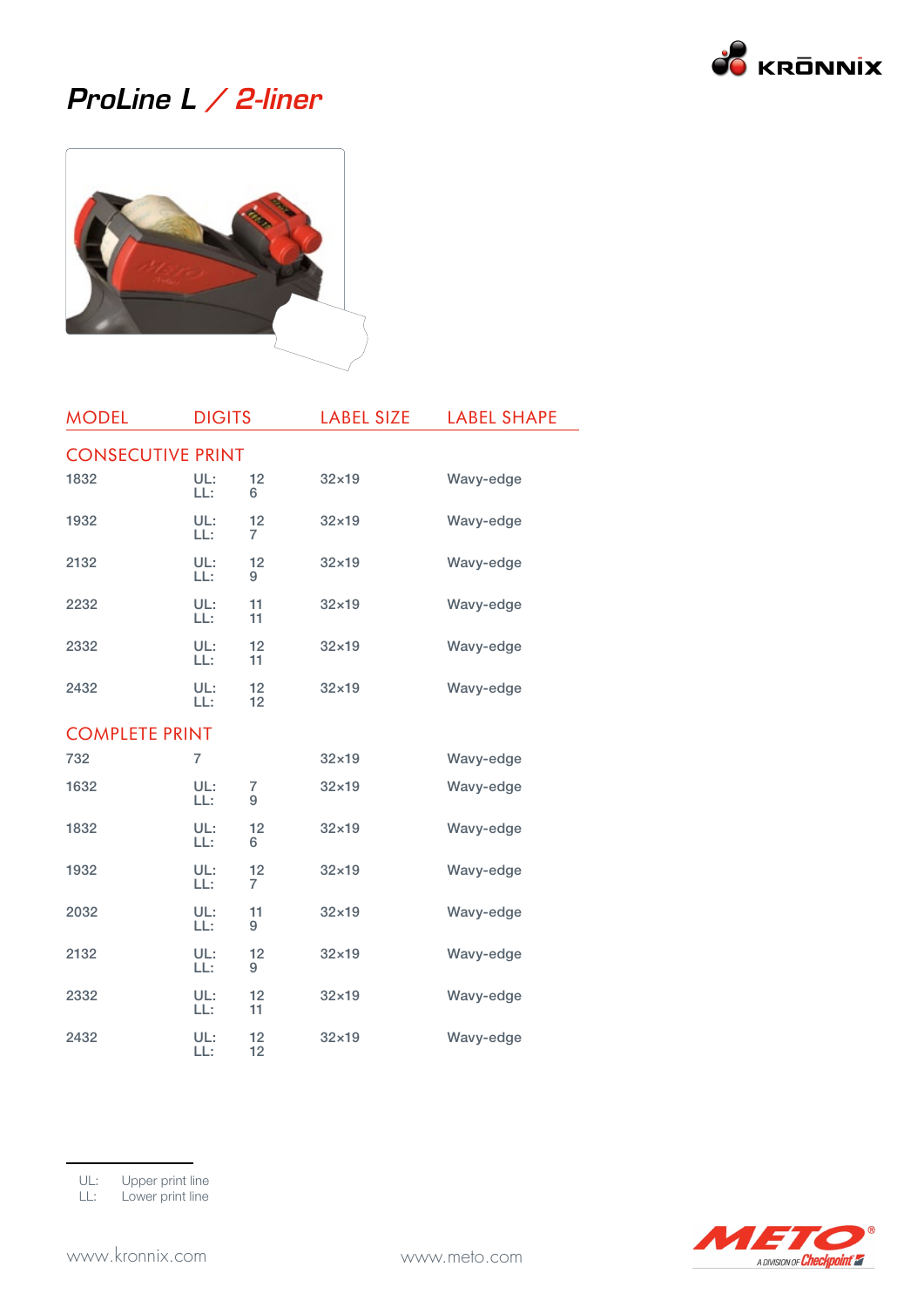# *ProLine L / 2-liner*

| MODEL | DIGITS | | LABEL SIZE | LABEL SHAPE |
|---|---|---|---|---|
| **CONSECUTIVE PRINT** | | | | |
| 1832 | UL:<br>LL: | 12<br>6 | 32×19 | Wavy-edge |
| 1932 | UL:<br>LL: | 12<br>7 | 32×19 | Wavy-edge |
| 2132 | UL:<br>LL: | 12<br>9 | 32×19 | Wavy-edge |
| 2232 | UL:<br>LL: | 11<br>11 | 32×19 | Wavy-edge |
| 2332 | UL:<br>LL: | 12<br>11 | 32×19 | Wavy-edge |
| 2432 | UL:<br>LL: | 12<br>12 | 32×19 | Wavy-edge |
| **COMPLETE PRINT** | | | | |
| 732 | 7 | | 32×19 | Wavy-edge |
| 1632 | UL:<br>LL: | 7<br>9 | 32×19 | Wavy-edge |
| 1832 | UL:<br>LL: | 12<br>6 | 32×19 | Wavy-edge |
| 1932 | UL:<br>LL: | 12<br>7 | 32×19 | Wavy-edge |
| 2032 | UL:<br>LL: | 11<br>9 | 32×19 | Wavy-edge |
| 2132 | UL:<br>LL: | 12<br>9 | 32×19 | Wavy-edge |
| 2332 | UL:<br>LL: | 12<br>11 | 32×19 | Wavy-edge |
| 2432 | UL:<br>LL: | 12<br>12 | 32×19 | Wavy-edge |

UL: Upper print line
LL: Lower print line

www.kronnix.com www.meto.com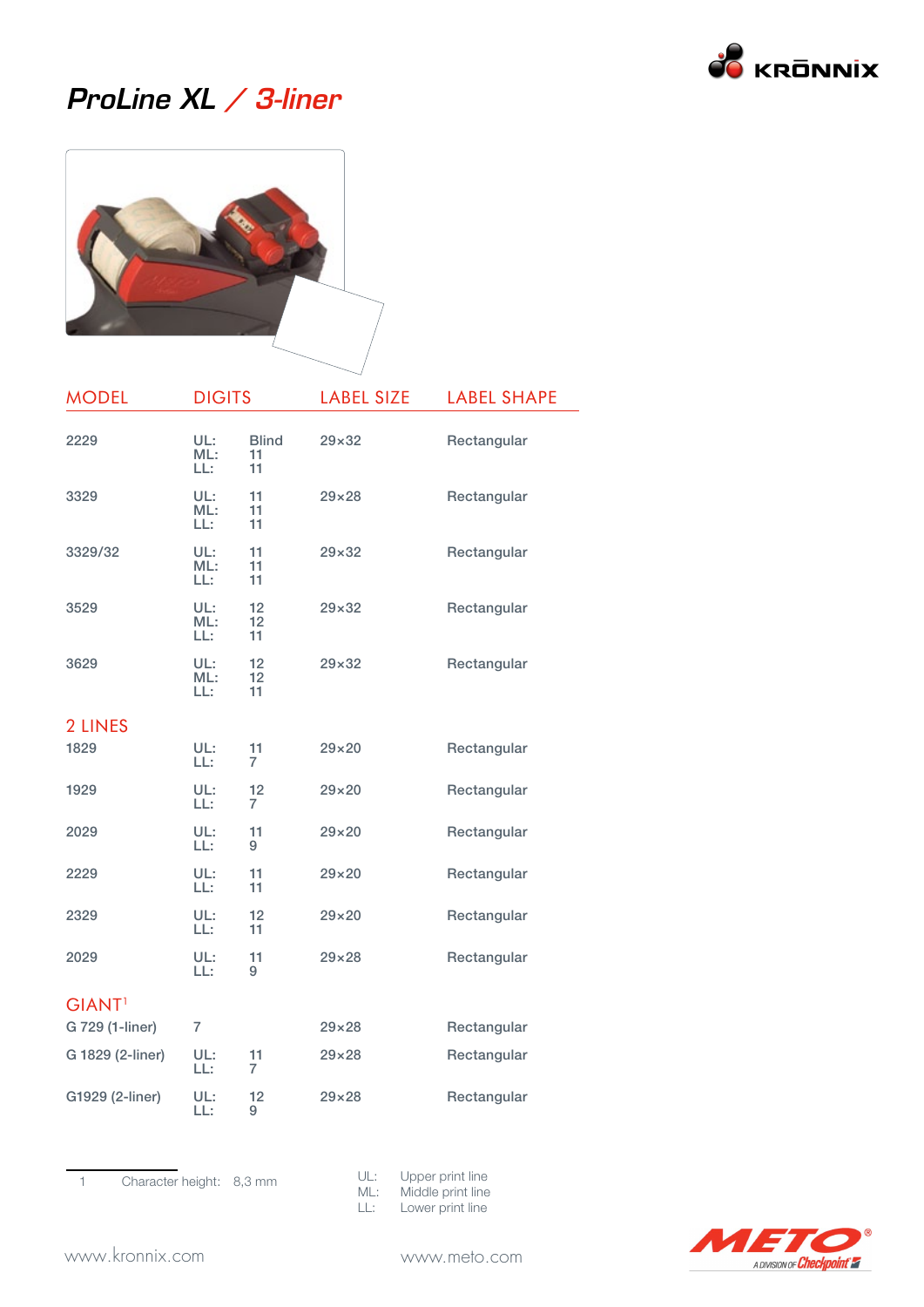# *ProLine XL / 3-liner*

| MODEL | DIGITS | | LABEL SIZE | LABEL SHAPE |
|---|---|---|---|---|
| 2229 | UL:<br>ML:<br>LL: | Blind<br>11<br>11 | 29×32 | Rectangular |
| 3329 | UL:<br>ML:<br>LL: | 11<br>11<br>11 | 29×28 | Rectangular |
| 3329/32 | UL:<br>ML:<br>LL: | 11<br>11<br>11 | 29×32 | Rectangular |
| 3529 | UL:<br>ML:<br>LL: | 12<br>12<br>11 | 29×32 | Rectangular |
| 3629 | UL:<br>ML:<br>LL: | 12<br>12<br>11 | 29×32 | Rectangular |
| **2 LINES** | | | | |
| 1829 | UL:<br>LL: | 11<br>7 | 29×20 | Rectangular |
| 1929 | UL:<br>LL: | 12<br>7 | 29×20 | Rectangular |
| 2029 | UL:<br>LL: | 11<br>9 | 29×20 | Rectangular |
| 2229 | UL:<br>LL: | 11<br>11 | 29×20 | Rectangular |
| 2329 | UL:<br>LL: | 12<br>11 | 29×20 | Rectangular |
| 2029 | UL:<br>LL: | 11<br>9 | 29×28 | Rectangular |
| **GIANT[1]** | | | | |
| G 729 (1-liner) | 7 | | 29×28 | Rectangular |
| G 1829 (2-liner) | UL:<br>LL: | 11<br>7 | 29×28 | Rectangular |
| G1929 (2-liner) | UL:<br>LL: | 12<br>9 | 29×28 | Rectangular |

1 Character height: 8,3 mm

UL: Upper print line
ML: Middle print line
LL: Lower print line

www.kronnix.com

www.meto.com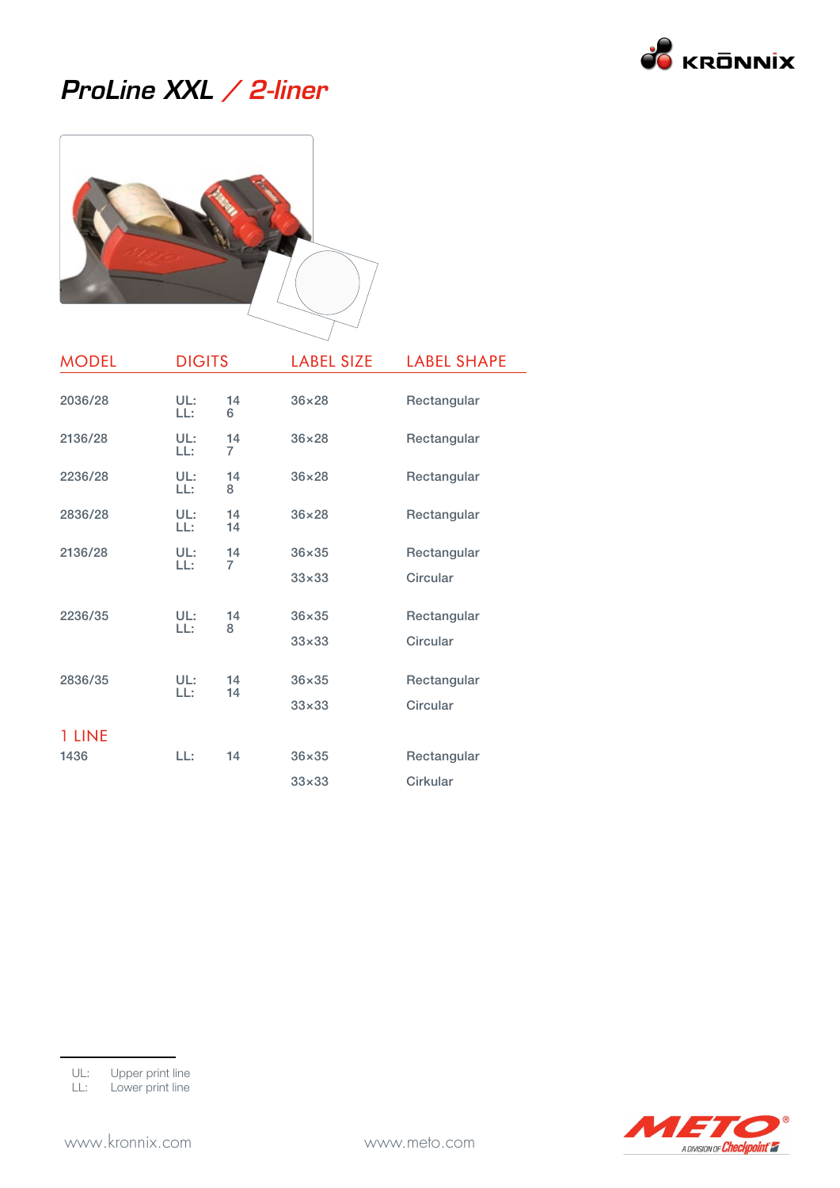# ProLine XXL / 2-liner

| MODEL | DIGITS | LABEL SIZE | LABEL SHAPE |
|---|---|---|---|
| 2036/28 | UL: 14<br>LL: 6 | 36×28 | Rectangular |
| 2136/28 | UL: 14<br>LL: 7 | 36×28 | Rectangular |
| 2236/28 | UL: 14<br>LL: 8 | 36×28 | Rectangular |
| 2836/28 | UL: 14<br>LL: 14 | 36×28 | Rectangular |
| 2136/28 | UL: 14<br>LL: 7 | 36×35<br>33×33 | Rectangular<br>Circular |
| 2236/35 | UL: 14<br>LL: 8 | 36×35<br>33×33 | Rectangular<br>Circular |
| 2836/35 | UL: 14<br>LL: 14 | 36×35<br>33×33 | Rectangular<br>Circular |
| **1 LINE** | | | |
| 1436 | LL: 14 | 36×35<br>33×33 | Rectangular<br>Cirkular |

UL: Upper print line
LL: Lower print line

www.kronnix.com www.meto.com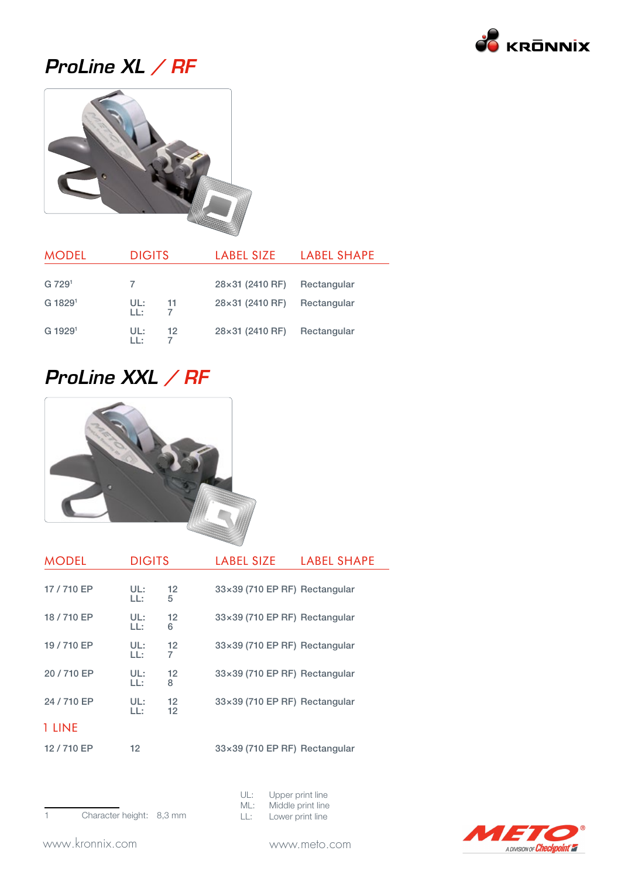## ProLine XL / RF

| MODEL | DIGITS | LABEL SIZE | LABEL SHAPE |
|---|---|---|---|
| G 729[1] | 7 | 28×31 (2410 RF) | Rectangular |
| G 1829[1] | UL: 11<br>LL: 7 | 28×31 (2410 RF) | Rectangular |
| G 1929[1] | UL: 12<br>LL: 7 | 28×31 (2410 RF) | Rectangular |

## ProLine XXL / RF

| MODEL | DIGITS | LABEL SIZE | LABEL SHAPE |
|---|---|---|---|
| 17 / 710 EP | UL: 12<br>LL: 5 | 33×39 (710 EP RF) | Rectangular |
| 18 / 710 EP | UL: 12<br>LL: 6 | 33×39 (710 EP RF) | Rectangular |
| 19 / 710 EP | UL: 12<br>LL: 7 | 33×39 (710 EP RF) | Rectangular |
| 20 / 710 EP | UL: 12<br>LL: 8 | 33×39 (710 EP RF) | Rectangular |
| 24 / 710 EP | UL: 12<br>LL: 12 | 33×39 (710 EP RF) | Rectangular |
| **1 LINE** | | | |
| 12 / 710 EP | 12 | 33×39 (710 EP RF) | Rectangular |

1 Character height: 8,3 mm

UL: Upper print line
ML: Middle print line
LL: Lower print line

www.kronnix.com

www.meto.com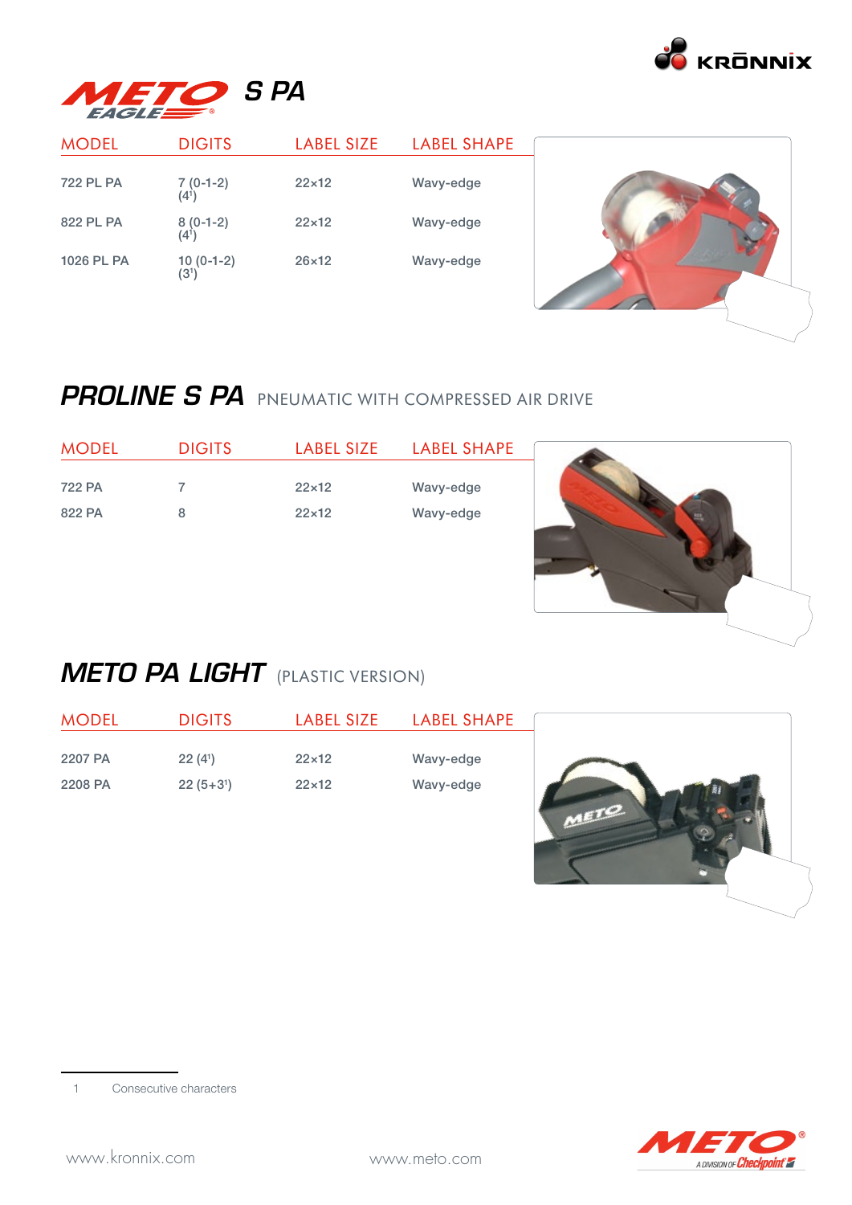# METO EAGLE S PA

| MODEL | DIGITS | LABEL SIZE | LABEL SHAPE |
|---|---|---|---|
| 722 PL PA | 7 (0-1-2) (4[1]) | 22×12 | Wavy-edge |
| 822 PL PA | 8 (0-1-2) (4[1]) | 22×12 | Wavy-edge |
| 1026 PL PA | 10 (0-1-2) (3[1]) | 26×12 | Wavy-edge |

## PROLINE S PA PNEUMATIC WITH COMPRESSED AIR DRIVE

| MODEL | DIGITS | LABEL SIZE | LABEL SHAPE |
|---|---|---|---|
| 722 PA | 7 | 22×12 | Wavy-edge |
| 822 PA | 8 | 22×12 | Wavy-edge |

## METO PA LIGHT (PLASTIC VERSION)

| MODEL | DIGITS | LABEL SIZE | LABEL SHAPE |
|---|---|---|---|
| 2207 PA | 22 (4[1]) | 22×12 | Wavy-edge |
| 2208 PA | 22 (5+3[1]) | 22×12 | Wavy-edge |

1 Consecutive characters

www.kronnix.com www.meto.com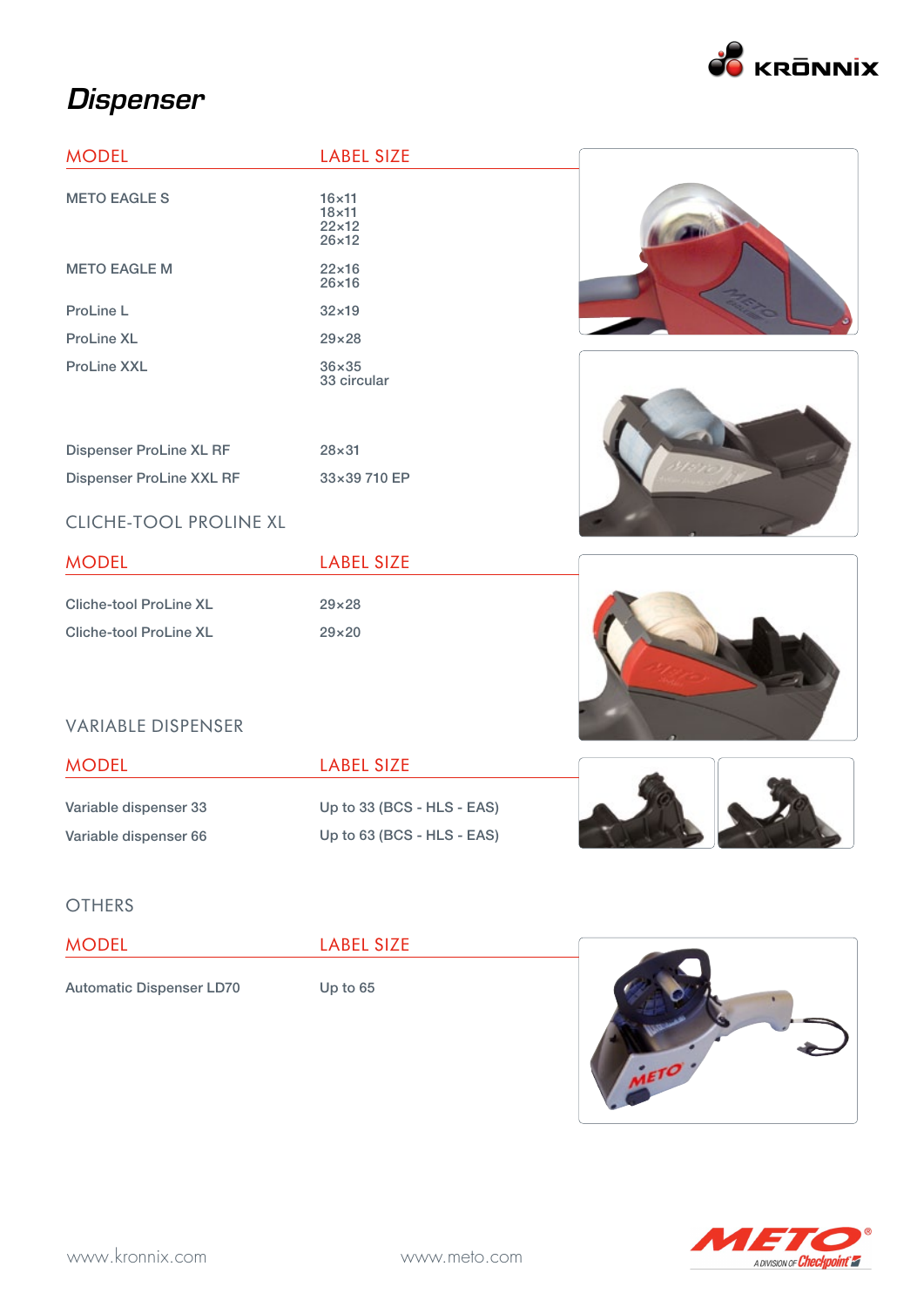# Dispenser

| MODEL | LABEL SIZE |
|---|---|
| METO EAGLE S | 16×11<br>18×11<br>22×12<br>26×12 |
| METO EAGLE M | 22×16<br>26×16 |
| ProLine L | 32×19 |
| ProLine XL | 29×28 |
| ProLine XXL | 36×35<br>33 circular |
| Dispenser ProLine XL RF | 28×31 |
| Dispenser ProLine XXL RF | 33×39 710 EP |

## CLICHE-TOOL PROLINE XL

| MODEL | LABEL SIZE |
|---|---|
| Cliche-tool ProLine XL | 29×28 |
| Cliche-tool ProLine XL | 29×20 |

## VARIABLE DISPENSER

| MODEL | LABEL SIZE |
|---|---|
| Variable dispenser 33 | Up to 33 (BCS - HLS - EAS) |
| Variable dispenser 66 | Up to 63 (BCS - HLS - EAS) |

## OTHERS

| MODEL | LABEL SIZE |
|---|---|
| Automatic Dispenser LD70 | Up to 65 |

www.kronnix.com www.meto.com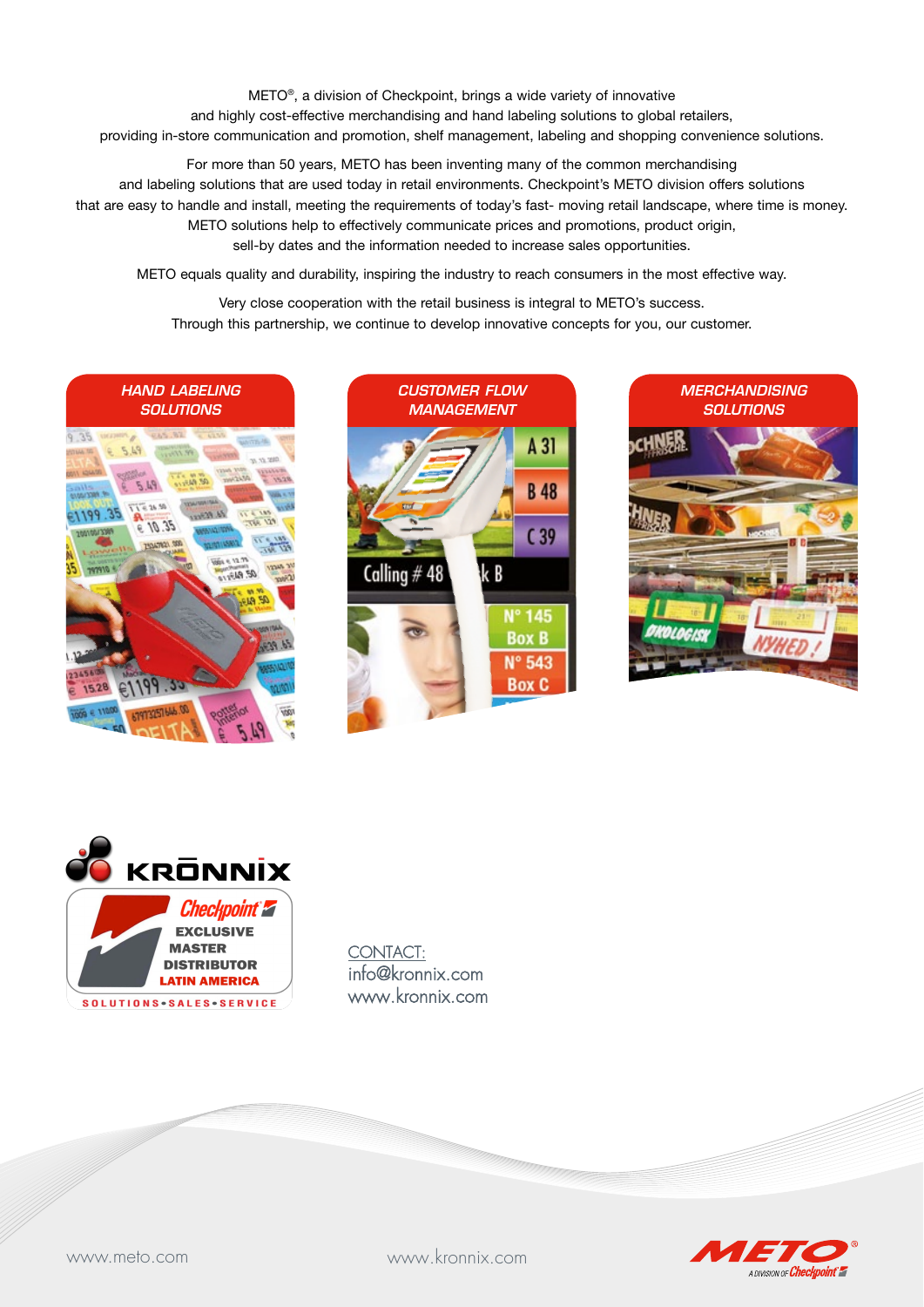METO®, a division of Checkpoint, brings a wide variety of innovative and highly cost-effective merchandising and hand labeling solutions to global retailers, providing in-store communication and promotion, shelf management, labeling and shopping convenience solutions.

For more than 50 years, METO has been inventing many of the common merchandising and labeling solutions that are used today in retail environments. Checkpoint's METO division offers solutions that are easy to handle and install, meeting the requirements of today's fast- moving retail landscape, where time is money. METO solutions help to effectively communicate prices and promotions, product origin, sell-by dates and the information needed to increase sales opportunities.

METO equals quality and durability, inspiring the industry to reach consumers in the most effective way.

Very close cooperation with the retail business is integral to METO's success. Through this partnership, we continue to develop innovative concepts for you, our customer.

***HAND LABELING SOLUTIONS***

***CUSTOMER FLOW MANAGEMENT***

***MERCHANDISING SOLUTIONS***

KRONNIX

Checkpoint

EXCLUSIVE MASTER DISTRIBUTOR LATIN AMERICA

SOLUTIONS•SALES•SERVICE

CONTACT:
info@kronnix.com
www.kronnix.com

www.meto.com

www.kronnix.com

METO® A DIVISION OF Checkpoint